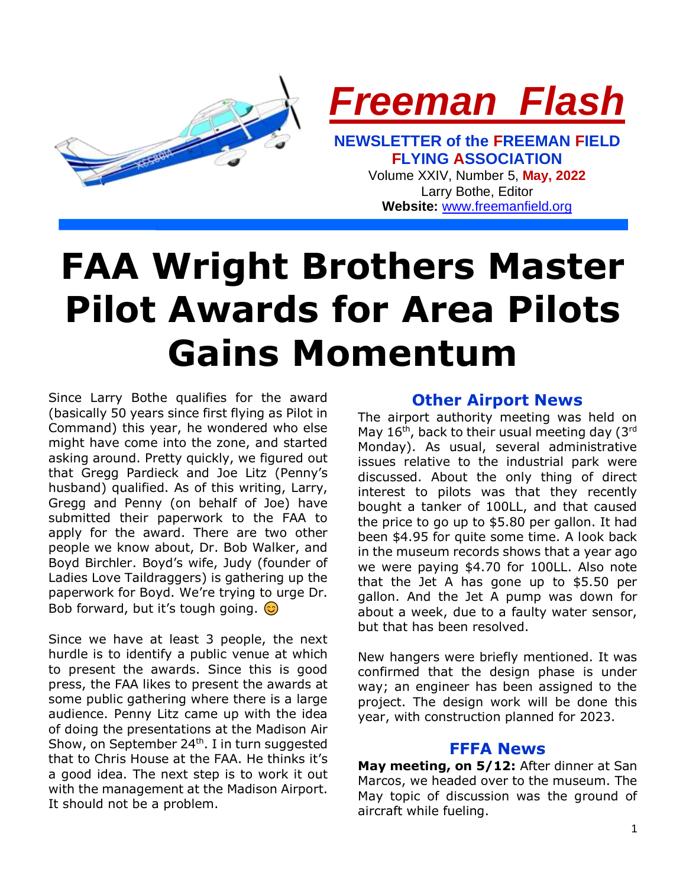# Freeman Flash

**NEWSLETTER of the FREEMAN FIELD FLYING ASSOCIATION**

Volume XXIV, Number 5, **May, 2022**

Larry Bothe, Editor

**Website:** www.freemanfield.org

# FAA Wright Brothers Master Pilot Awards for Area Pilots Gains Momentum

Since Larry Bothe qualifies for the award (basically 50 years since first flying as Pilot in Command) this year, he wondered who else might have come into the zone, and started asking around. Pretty quickly, we figured out that Gregg Pardieck and Joe Litz (Penny's husband) qualified. As of this writing, Larry, Gregg and Penny (on behalf of Joe) have submitted their paperwork to the FAA to apply for the award. There are two other people we know about, Dr. Bob Walker, and Boyd Birchler. Boyd's wife, Judy (founder of Ladies Love Taildraggers) is gathering up the paperwork for Boyd. We're trying to urge Dr. Bob forward, but it's tough going. 😊

Since we have at least 3 people, the next hurdle is to identify a public venue at which to present the awards. Since this is good press, the FAA likes to present the awards at some public gathering where there is a large audience. Penny Litz came up with the idea of doing the presentations at the Madison Air Show, on September 24th. I in turn suggested that to Chris House at the FAA. He thinks it's a good idea. The next step is to work it out with the management at the Madison Airport. It should not be a problem.

## Other Airport News

The airport authority meeting was held on May 16th, back to their usual meeting day (3rd Monday). As usual, several administrative issues relative to the industrial park were discussed. About the only thing of direct interest to pilots was that they recently bought a tanker of 100LL, and that caused the price to go up to $5.80 per gallon. It had been $4.95 for quite some time. A look back in the museum records shows that a year ago we were paying $4.70 for 100LL. Also note that the Jet A has gone up to $5.50 per gallon. And the Jet A pump was down for about a week, due to a faulty water sensor, but that has been resolved.

New hangers were briefly mentioned. It was confirmed that the design phase is under way; an engineer has been assigned to the project. The design work will be done this year, with construction planned for 2023.

## FFFA News

**May meeting, on 5/12:** After dinner at San Marcos, we headed over to the museum. The May topic of discussion was the ground of aircraft while fueling.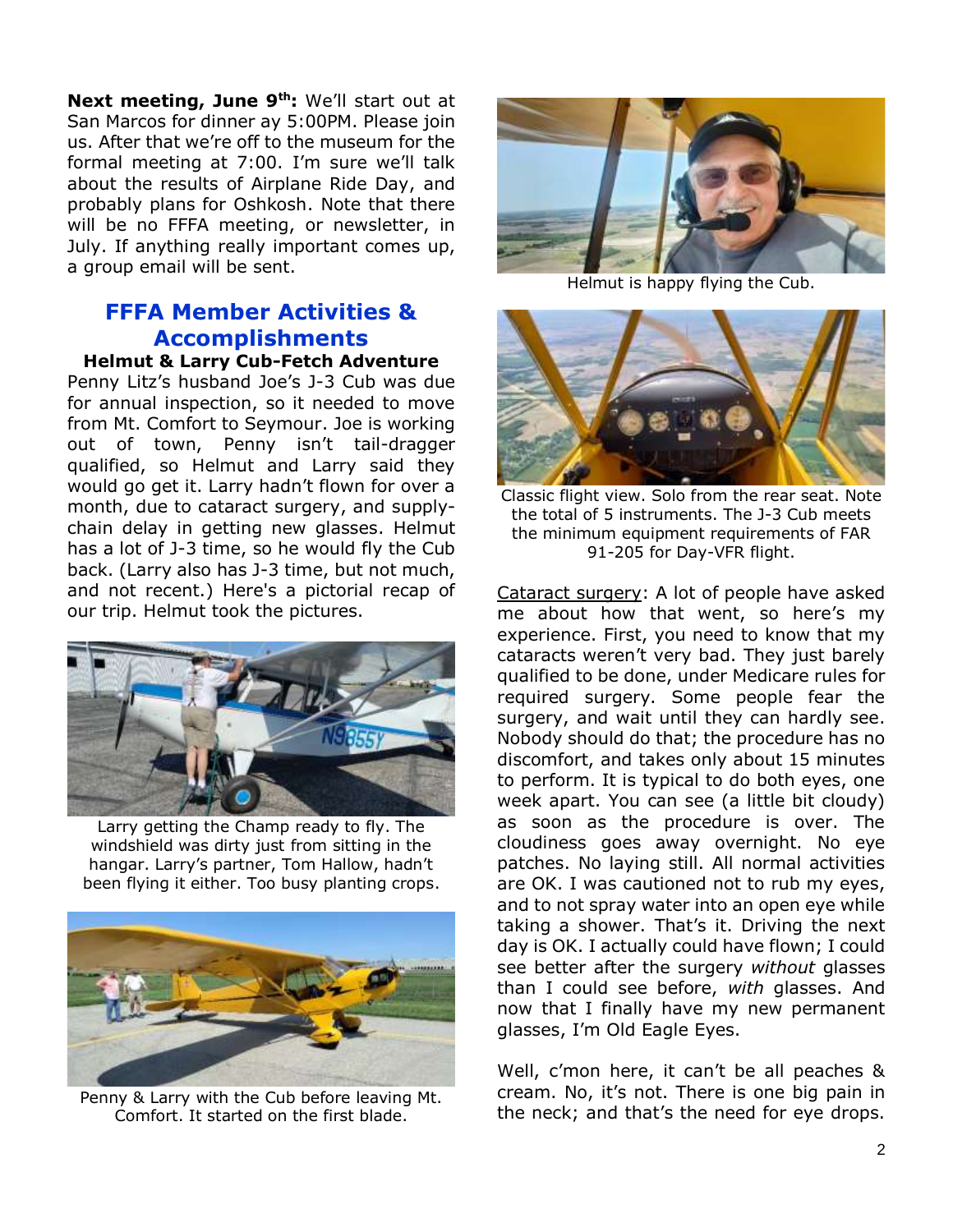**Next meeting, June 9th:** We'll start out at San Marcos for dinner ay 5:00PM. Please join us. After that we're off to the museum for the formal meeting at 7:00. I'm sure we'll talk about the results of Airplane Ride Day, and probably plans for Oshkosh. Note that there will be no FFFA meeting, or newsletter, in July. If anything really important comes up, a group email will be sent.

## FFFA Member Activities & Accomplishments

### Helmut & Larry Cub-Fetch Adventure

Penny Litz's husband Joe's J-3 Cub was due for annual inspection, so it needed to move from Mt. Comfort to Seymour. Joe is working out of town, Penny isn't tail-dragger qualified, so Helmut and Larry said they would go get it. Larry hadn't flown for over a month, due to cataract surgery, and supply-chain delay in getting new glasses. Helmut has a lot of J-3 time, so he would fly the Cub back. (Larry also has J-3 time, but not much, and not recent.) Here's a pictorial recap of our trip. Helmut took the pictures.

Larry getting the Champ ready to fly. The windshield was dirty just from sitting in the hangar. Larry's partner, Tom Hallow, hadn't been flying it either. Too busy planting crops.

Penny & Larry with the Cub before leaving Mt. Comfort. It started on the first blade.

Helmut is happy flying the Cub.

Classic flight view. Solo from the rear seat. Note the total of 5 instruments. The J-3 Cub meets the minimum equipment requirements of FAR 91-205 for Day-VFR flight.

Cataract surgery: A lot of people have asked me about how that went, so here's my experience. First, you need to know that my cataracts weren't very bad. They just barely qualified to be done, under Medicare rules for required surgery. Some people fear the surgery, and wait until they can hardly see. Nobody should do that; the procedure has no discomfort, and takes only about 15 minutes to perform. It is typical to do both eyes, one week apart. You can see (a little bit cloudy) as soon as the procedure is over. The cloudiness goes away overnight. No eye patches. No laying still. All normal activities are OK. I was cautioned not to rub my eyes, and to not spray water into an open eye while taking a shower. That's it. Driving the next day is OK. I actually could have flown; I could see better after the surgery *without* glasses than I could see before, *with* glasses. And now that I finally have my new permanent glasses, I'm Old Eagle Eyes.

Well, c'mon here, it can't be all peaches & cream. No, it's not. There is one big pain in the neck; and that's the need for eye drops.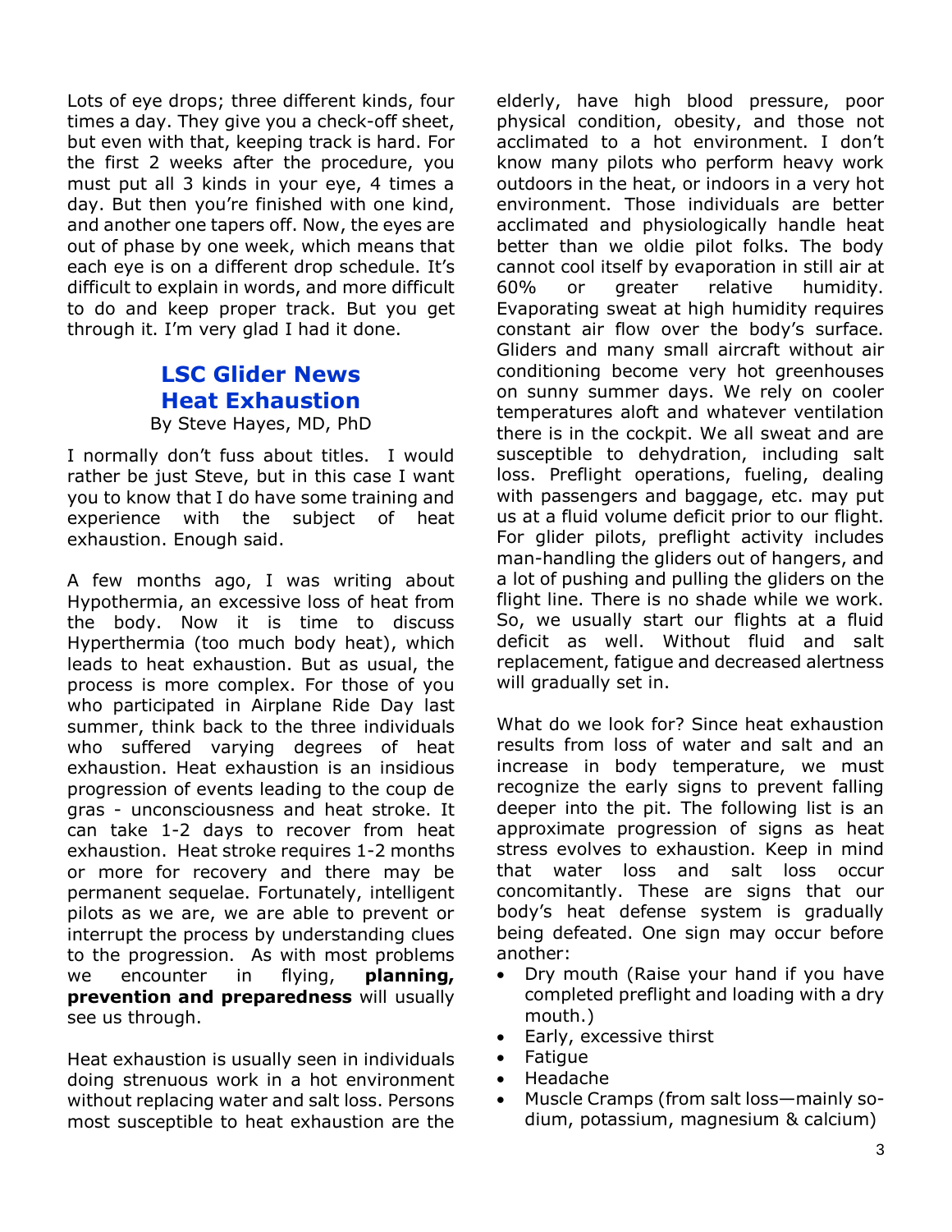Lots of eye drops; three different kinds, four times a day. They give you a check-off sheet, but even with that, keeping track is hard. For the first 2 weeks after the procedure, you must put all 3 kinds in your eye, 4 times a day. But then you're finished with one kind, and another one tapers off. Now, the eyes are out of phase by one week, which means that each eye is on a different drop schedule. It's difficult to explain in words, and more difficult to do and keep proper track. But you get through it. I'm very glad I had it done.

## LSC Glider News
## Heat Exhaustion

By Steve Hayes, MD, PhD

I normally don't fuss about titles. I would rather be just Steve, but in this case I want you to know that I do have some training and experience with the subject of heat exhaustion. Enough said.

A few months ago, I was writing about Hypothermia, an excessive loss of heat from the body. Now it is time to discuss Hyperthermia (too much body heat), which leads to heat exhaustion. But as usual, the process is more complex. For those of you who participated in Airplane Ride Day last summer, think back to the three individuals who suffered varying degrees of heat exhaustion. Heat exhaustion is an insidious progression of events leading to the coup de gras - unconsciousness and heat stroke. It can take 1-2 days to recover from heat exhaustion. Heat stroke requires 1-2 months or more for recovery and there may be permanent sequelae. Fortunately, intelligent pilots as we are, we are able to prevent or interrupt the process by understanding clues to the progression. As with most problems we encounter in flying, **planning, prevention and preparedness** will usually see us through.

Heat exhaustion is usually seen in individuals doing strenuous work in a hot environment without replacing water and salt loss. Persons most susceptible to heat exhaustion are the elderly, have high blood pressure, poor physical condition, obesity, and those not acclimated to a hot environment. I don't know many pilots who perform heavy work outdoors in the heat, or indoors in a very hot environment. Those individuals are better acclimated and physiologically handle heat better than we oldie pilot folks. The body cannot cool itself by evaporation in still air at 60% or greater relative humidity. Evaporating sweat at high humidity requires constant air flow over the body's surface. Gliders and many small aircraft without air conditioning become very hot greenhouses on sunny summer days. We rely on cooler temperatures aloft and whatever ventilation there is in the cockpit. We all sweat and are susceptible to dehydration, including salt loss. Preflight operations, fueling, dealing with passengers and baggage, etc. may put us at a fluid volume deficit prior to our flight. For glider pilots, preflight activity includes man-handling the gliders out of hangers, and a lot of pushing and pulling the gliders on the flight line. There is no shade while we work. So, we usually start our flights at a fluid deficit as well. Without fluid and salt replacement, fatigue and decreased alertness will gradually set in.

What do we look for? Since heat exhaustion results from loss of water and salt and an increase in body temperature, we must recognize the early signs to prevent falling deeper into the pit. The following list is an approximate progression of signs as heat stress evolves to exhaustion. Keep in mind that water loss and salt loss occur concomitantly. These are signs that our body's heat defense system is gradually being defeated. One sign may occur before another:

- Dry mouth (Raise your hand if you have completed preflight and loading with a dry mouth.)
- Early, excessive thirst
- Fatigue
- Headache
- Muscle Cramps (from salt loss—mainly sodium, potassium, magnesium & calcium)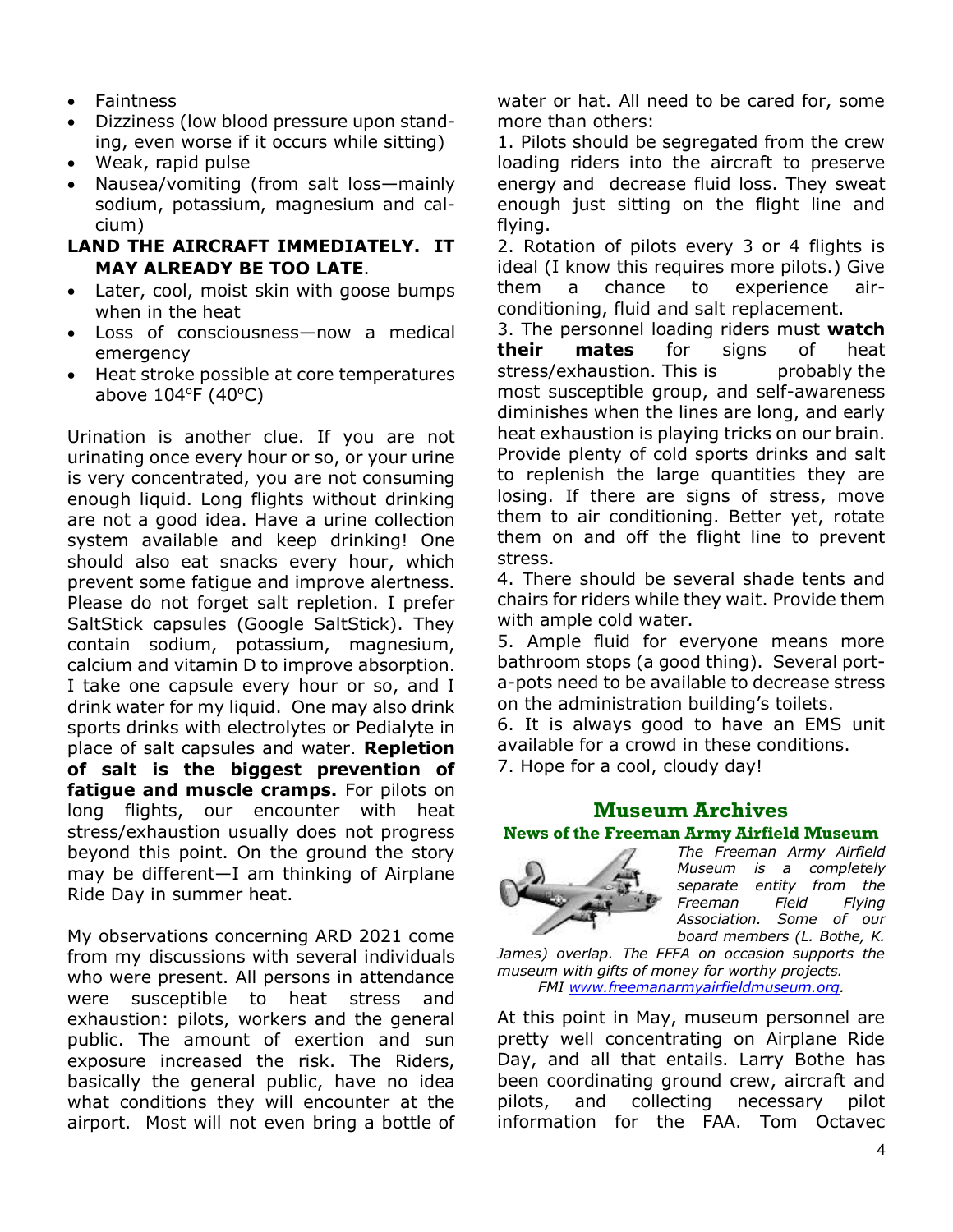- Faintness
- Dizziness (low blood pressure upon standing, even worse if it occurs while sitting)
- Weak, rapid pulse
- Nausea/vomiting (from salt loss—mainly sodium, potassium, magnesium and calcium)

**LAND THE AIRCRAFT IMMEDIATELY. IT MAY ALREADY BE TOO LATE**.

- Later, cool, moist skin with goose bumps when in the heat
- Loss of consciousness—now a medical emergency
- Heat stroke possible at core temperatures above 104°F (40°C)

Urination is another clue. If you are not urinating once every hour or so, or your urine is very concentrated, you are not consuming enough liquid. Long flights without drinking are not a good idea. Have a urine collection system available and keep drinking! One should also eat snacks every hour, which prevent some fatigue and improve alertness. Please do not forget salt repletion. I prefer SaltStick capsules (Google SaltStick). They contain sodium, potassium, magnesium, calcium and vitamin D to improve absorption. I take one capsule every hour or so, and I drink water for my liquid. One may also drink sports drinks with electrolytes or Pedialyte in place of salt capsules and water. **Repletion of salt is the biggest prevention of fatigue and muscle cramps.** For pilots on long flights, our encounter with heat stress/exhaustion usually does not progress beyond this point. On the ground the story may be different—I am thinking of Airplane Ride Day in summer heat.

My observations concerning ARD 2021 come from my discussions with several individuals who were present. All persons in attendance were susceptible to heat stress and exhaustion: pilots, workers and the general public. The amount of exertion and sun exposure increased the risk. The Riders, basically the general public, have no idea what conditions they will encounter at the airport. Most will not even bring a bottle of water or hat. All need to be cared for, some more than others:

1. Pilots should be segregated from the crew loading riders into the aircraft to preserve energy and decrease fluid loss. They sweat enough just sitting on the flight line and flying.
2. Rotation of pilots every 3 or 4 flights is ideal (I know this requires more pilots.) Give them a chance to experience air-conditioning, fluid and salt replacement.
3. The personnel loading riders must **watch their mates** for signs of heat stress/exhaustion. This is probably the most susceptible group, and self-awareness diminishes when the lines are long, and early heat exhaustion is playing tricks on our brain. Provide plenty of cold sports drinks and salt to replenish the large quantities they are losing. If there are signs of stress, move them to air conditioning. Better yet, rotate them on and off the flight line to prevent stress.
4. There should be several shade tents and chairs for riders while they wait. Provide them with ample cold water.
5. Ample fluid for everyone means more bathroom stops (a good thing). Several port-a-pots need to be available to decrease stress on the administration building's toilets.
6. It is always good to have an EMS unit available for a crowd in these conditions.
7. Hope for a cool, cloudy day!

## Museum Archives

### News of the Freeman Army Airfield Museum

*The Freeman Army Airfield Museum is a completely separate entity from the Freeman Field Flying Association. Some of our board members (L. Bothe, K. James) overlap. The FFFA on occasion supports the museum with gifts of money for worthy projects. FMI www.freemanarmyairfieldmuseum.org.*

At this point in May, museum personnel are pretty well concentrating on Airplane Ride Day, and all that entails. Larry Bothe has been coordinating ground crew, aircraft and pilots, and collecting necessary pilot information for the FAA. Tom Octavec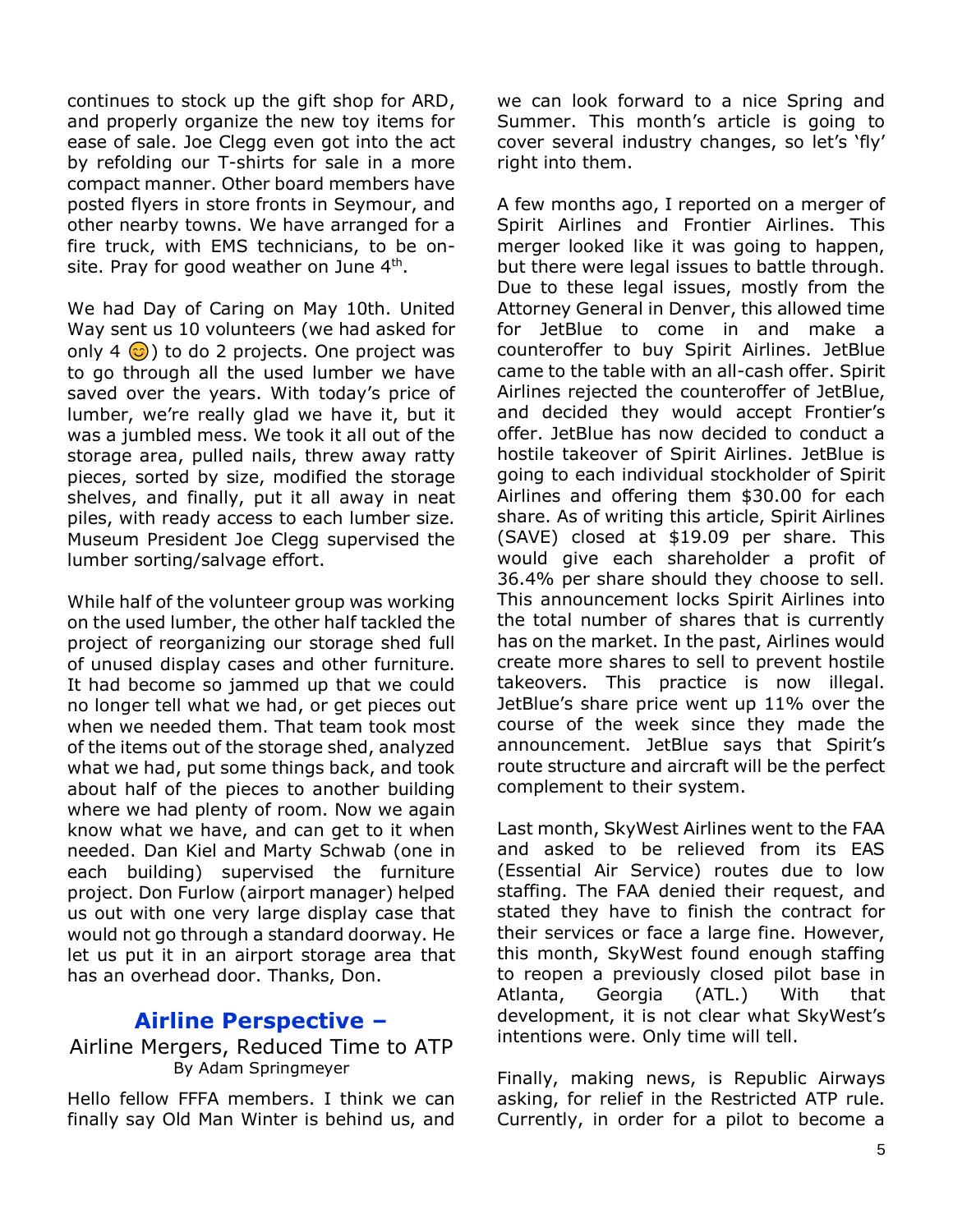continues to stock up the gift shop for ARD, and properly organize the new toy items for ease of sale. Joe Clegg even got into the act by refolding our T-shirts for sale in a more compact manner. Other board members have posted flyers in store fronts in Seymour, and other nearby towns. We have arranged for a fire truck, with EMS technicians, to be on-site. Pray for good weather on June 4th.

We had Day of Caring on May 10th. United Way sent us 10 volunteers (we had asked for only 4 😊) to do 2 projects. One project was to go through all the used lumber we have saved over the years. With today's price of lumber, we're really glad we have it, but it was a jumbled mess. We took it all out of the storage area, pulled nails, threw away ratty pieces, sorted by size, modified the storage shelves, and finally, put it all away in neat piles, with ready access to each lumber size. Museum President Joe Clegg supervised the lumber sorting/salvage effort.

While half of the volunteer group was working on the used lumber, the other half tackled the project of reorganizing our storage shed full of unused display cases and other furniture. It had become so jammed up that we could no longer tell what we had, or get pieces out when we needed them. That team took most of the items out of the storage shed, analyzed what we had, put some things back, and took about half of the pieces to another building where we had plenty of room. Now we again know what we have, and can get to it when needed. Dan Kiel and Marty Schwab (one in each building) supervised the furniture project. Don Furlow (airport manager) helped us out with one very large display case that would not go through a standard doorway. He let us put it in an airport storage area that has an overhead door. Thanks, Don.

## Airline Perspective –

Airline Mergers, Reduced Time to ATP

By Adam Springmeyer

Hello fellow FFFA members. I think we can finally say Old Man Winter is behind us, and we can look forward to a nice Spring and Summer. This month's article is going to cover several industry changes, so let's 'fly' right into them.

A few months ago, I reported on a merger of Spirit Airlines and Frontier Airlines. This merger looked like it was going to happen, but there were legal issues to battle through. Due to these legal issues, mostly from the Attorney General in Denver, this allowed time for JetBlue to come in and make a counteroffer to buy Spirit Airlines. JetBlue came to the table with an all-cash offer. Spirit Airlines rejected the counteroffer of JetBlue, and decided they would accept Frontier's offer. JetBlue has now decided to conduct a hostile takeover of Spirit Airlines. JetBlue is going to each individual stockholder of Spirit Airlines and offering them $30.00 for each share. As of writing this article, Spirit Airlines (SAVE) closed at $19.09 per share. This would give each shareholder a profit of 36.4% per share should they choose to sell. This announcement locks Spirit Airlines into the total number of shares that is currently has on the market. In the past, Airlines would create more shares to sell to prevent hostile takeovers. This practice is now illegal. JetBlue's share price went up 11% over the course of the week since they made the announcement. JetBlue says that Spirit's route structure and aircraft will be the perfect complement to their system.

Last month, SkyWest Airlines went to the FAA and asked to be relieved from its EAS (Essential Air Service) routes due to low staffing. The FAA denied their request, and stated they have to finish the contract for their services or face a large fine. However, this month, SkyWest found enough staffing to reopen a previously closed pilot base in Atlanta, Georgia (ATL.) With that development, it is not clear what SkyWest's intentions were. Only time will tell.

Finally, making news, is Republic Airways asking, for relief in the Restricted ATP rule. Currently, in order for a pilot to become a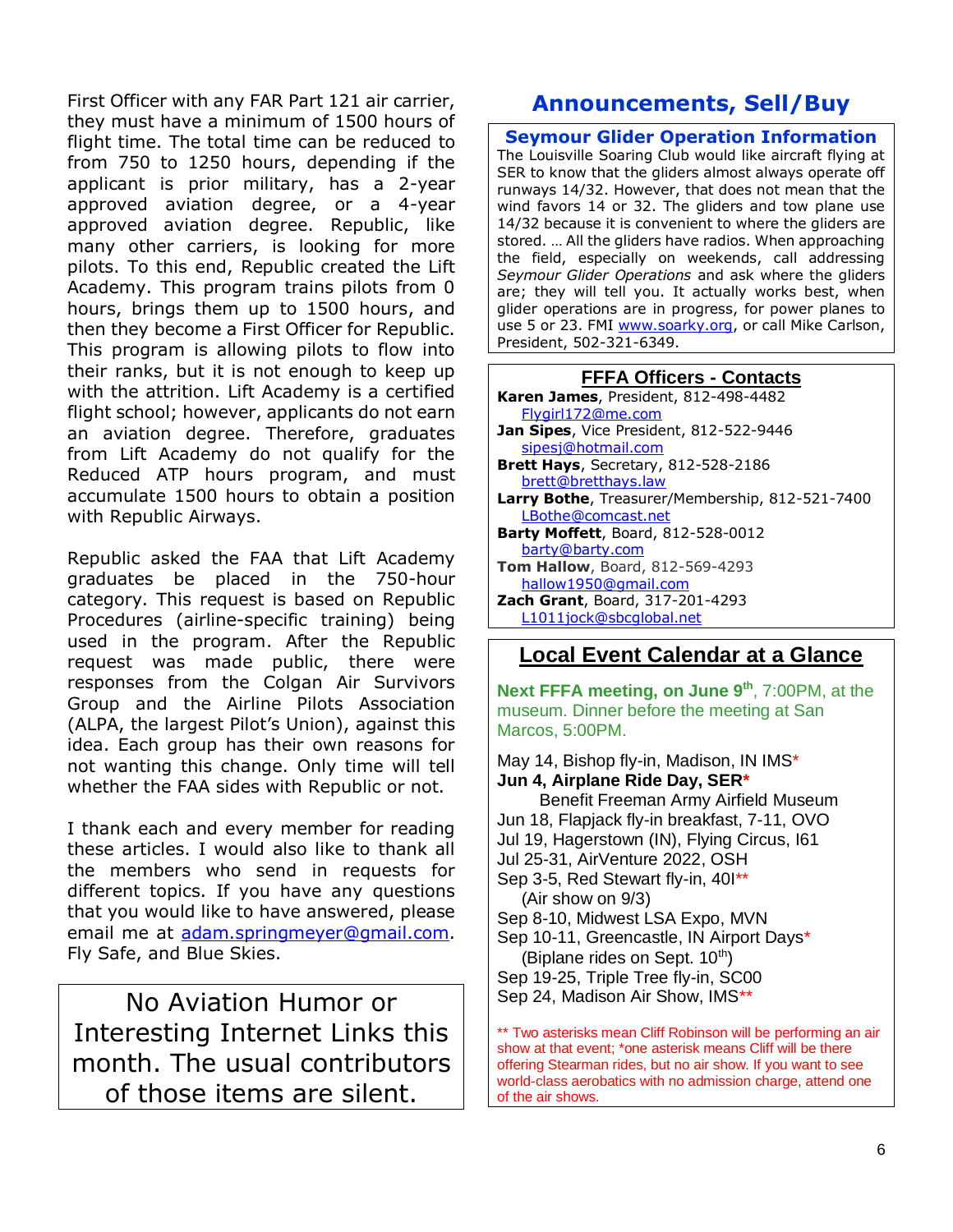First Officer with any FAR Part 121 air carrier, they must have a minimum of 1500 hours of flight time. The total time can be reduced to from 750 to 1250 hours, depending if the applicant is prior military, has a 2-year approved aviation degree, or a 4-year approved aviation degree. Republic, like many other carriers, is looking for more pilots. To this end, Republic created the Lift Academy. This program trains pilots from 0 hours, brings them up to 1500 hours, and then they become a First Officer for Republic. This program is allowing pilots to flow into their ranks, but it is not enough to keep up with the attrition. Lift Academy is a certified flight school; however, applicants do not earn an aviation degree. Therefore, graduates from Lift Academy do not qualify for the Reduced ATP hours program, and must accumulate 1500 hours to obtain a position with Republic Airways.

Republic asked the FAA that Lift Academy graduates be placed in the 750-hour category. This request is based on Republic Procedures (airline-specific training) being used in the program. After the Republic request was made public, there were responses from the Colgan Air Survivors Group and the Airline Pilots Association (ALPA, the largest Pilot's Union), against this idea. Each group has their own reasons for not wanting this change. Only time will tell whether the FAA sides with Republic or not.

I thank each and every member for reading these articles. I would also like to thank all the members who send in requests for different topics. If you have any questions that you would like to have answered, please email me at adam.springmeyer@gmail.com. Fly Safe, and Blue Skies.

No Aviation Humor or Interesting Internet Links this month. The usual contributors of those items are silent.

## Announcements, Sell/Buy

### Seymour Glider Operation Information

The Louisville Soaring Club would like aircraft flying at SER to know that the gliders almost always operate off runways 14/32. However, that does not mean that the wind favors 14 or 32. The gliders and tow plane use 14/32 because it is convenient to where the gliders are stored. … All the gliders have radios. When approaching the field, especially on weekends, call addressing *Seymour Glider Operations* and ask where the gliders are; they will tell you. It actually works best, when glider operations are in progress, for power planes to use 5 or 23. FMI www.soarky.org, or call Mike Carlson, President, 502-321-6349.

### FFFA Officers - Contacts

**Karen James**, President, 812-498-4482
Flygirl172@me.com
**Jan Sipes**, Vice President, 812-522-9446
sipesj@hotmail.com
**Brett Hays**, Secretary, 812-528-2186
brett@bretthays.law
**Larry Bothe**, Treasurer/Membership, 812-521-7400
LBothe@comcast.net
**Barty Moffett**, Board, 812-528-0012
barty@barty.com
**Tom Hallow**, Board, 812-569-4293
hallow1950@gmail.com
**Zach Grant**, Board, 317-201-4293
L1011jock@sbcglobal.net

### Local Event Calendar at a Glance

**Next FFFA meeting, on June 9th**, 7:00PM, at the museum. Dinner before the meeting at San Marcos, 5:00PM.

May 14, Bishop fly-in, Madison, IN IMS*
**Jun 4, Airplane Ride Day, SER***
Benefit Freeman Army Airfield Museum
Jun 18, Flapjack fly-in breakfast, 7-11, OVO
Jul 19, Hagerstown (IN), Flying Circus, I61
Jul 25-31, AirVenture 2022, OSH
Sep 3-5, Red Stewart fly-in, 40I**
(Air show on 9/3)
Sep 8-10, Midwest LSA Expo, MVN
Sep 10-11, Greencastle, IN Airport Days*
(Biplane rides on Sept. 10th)
Sep 19-25, Triple Tree fly-in, SC00
Sep 24, Madison Air Show, IMS**

** Two asterisks mean Cliff Robinson will be performing an air show at that event; *one asterisk means Cliff will be there offering Stearman rides, but no air show. If you want to see world-class aerobatics with no admission charge, attend one of the air shows.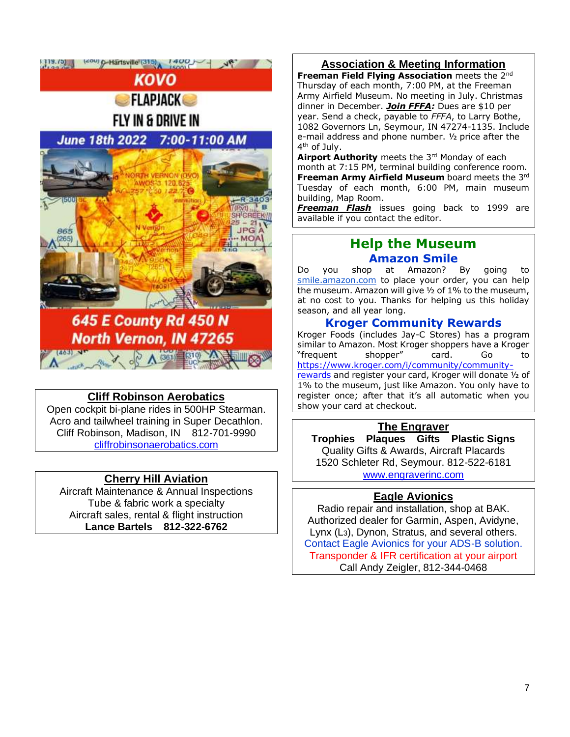# KOVO FLAPJACK FLY IN & DRIVE IN

**June 18th 2022 7:00-11:00 AM**

**645 E County Rd 450 N**
**North Vernon, IN 47265**

## Cliff Robinson Aerobatics

Open cockpit bi-plane rides in 500HP Stearman.
Acro and tailwheel training in Super Decathlon.
Cliff Robinson, Madison, IN 812-701-9990
cliffrobinsonaerobatics.com

## Cherry Hill Aviation

Aircraft Maintenance & Annual Inspections
Tube & fabric work a specialty
Aircraft sales, rental & flight instruction
**Lance Bartels 812-322-6762**

## Association & Meeting Information

**Freeman Field Flying Association** meets the 2nd Thursday of each month, 7:00 PM, at the Freeman Army Airfield Museum. No meeting in July. Christmas dinner in December. ***Join FFFA:*** Dues are $10 per year. Send a check, payable to *FFFA*, to Larry Bothe, 1082 Governors Ln, Seymour, IN 47274-1135. Include e-mail address and phone number. ½ price after the 4th of July.

**Airport Authority** meets the 3rd Monday of each month at 7:15 PM, terminal building conference room.

**Freeman Army Airfield Museum** board meets the 3rd Tuesday of each month, 6:00 PM, main museum building, Map Room.

***Freeman Flash*** issues going back to 1999 are available if you contact the editor.

## Help the Museum

### Amazon Smile

Do you shop at Amazon? By going to smile.amazon.com to place your order, you can help the museum. Amazon will give ½ of 1% to the museum, at no cost to you. Thanks for helping us this holiday season, and all year long.

### Kroger Community Rewards

Kroger Foods (includes Jay-C Stores) has a program similar to Amazon. Most Kroger shoppers have a Kroger "frequent shopper" card. Go to https://www.kroger.com/i/community/community-rewards and register your card, Kroger will donate ½ of 1% to the museum, just like Amazon. You only have to register once; after that it's all automatic when you show your card at checkout.

## The Engraver

**Trophies Plaques Gifts Plastic Signs**
Quality Gifts & Awards, Aircraft Placards
1520 Schleter Rd, Seymour. 812-522-6181
www.engraverinc.com

## Eagle Avionics

Radio repair and installation, shop at BAK.
Authorized dealer for Garmin, Aspen, Avidyne, Lynx (L3), Dynon, Stratus, and several others.
Contact Eagle Avionics for your ADS-B solution.
Transponder & IFR certification at your airport
Call Andy Zeigler, 812-344-0468